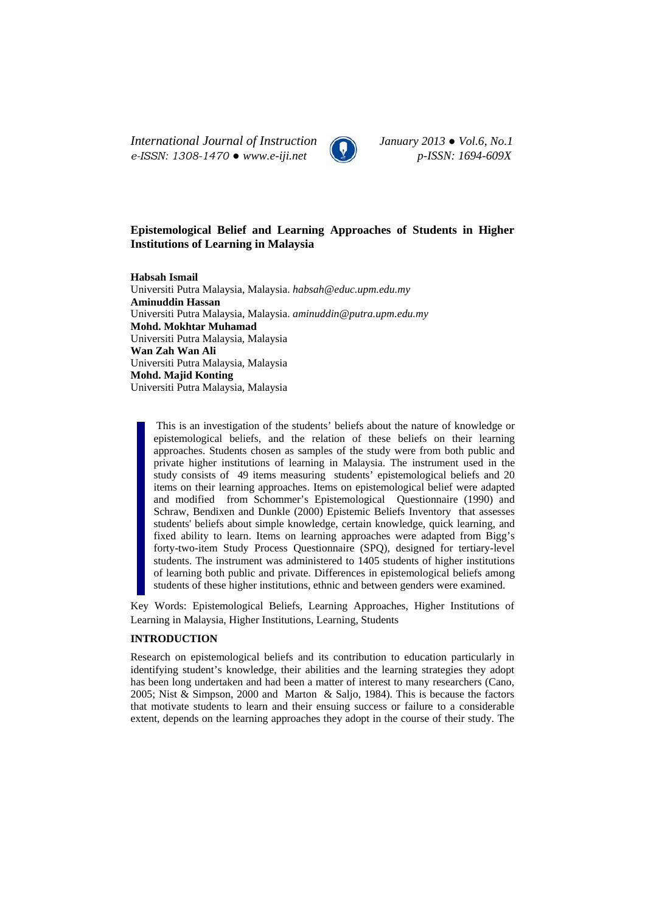# Epistemological Belief and Learning Approaches of Students in Higher Institutions of Learning in Malaysia

**Habsah Ismail**
Universiti Putra Malaysia, Malaysia. *habsah@educ.upm.edu.my*
**Aminuddin Hassan**
Universiti Putra Malaysia, Malaysia. *aminuddin@putra.upm.edu.my*
**Mohd. Mokhtar Muhamad**
Universiti Putra Malaysia, Malaysia
**Wan Zah Wan Ali**
Universiti Putra Malaysia, Malaysia
**Mohd. Majid Konting**
Universiti Putra Malaysia, Malaysia

This is an investigation of the students' beliefs about the nature of knowledge or epistemological beliefs, and the relation of these beliefs on their learning approaches. Students chosen as samples of the study were from both public and private higher institutions of learning in Malaysia. The instrument used in the study consists of 49 items measuring students' epistemological beliefs and 20 items on their learning approaches. Items on epistemological belief were adapted and modified from Schommer's Epistemological Questionnaire (1990) and Schraw, Bendixen and Dunkle (2000) Epistemic Beliefs Inventory that assesses students' beliefs about simple knowledge, certain knowledge, quick learning, and fixed ability to learn. Items on learning approaches were adapted from Bigg's forty-two-item Study Process Questionnaire (SPQ), designed for tertiary-level students. The instrument was administered to 1405 students of higher institutions of learning both public and private. Differences in epistemological beliefs among students of these higher institutions, ethnic and between genders were examined.

Key Words: Epistemological Beliefs, Learning Approaches, Higher Institutions of Learning in Malaysia, Higher Institutions, Learning, Students

## INTRODUCTION

Research on epistemological beliefs and its contribution to education particularly in identifying student's knowledge, their abilities and the learning strategies they adopt has been long undertaken and had been a matter of interest to many researchers (Cano, 2005; Nist & Simpson, 2000 and Marton & Saljo, 1984). This is because the factors that motivate students to learn and their ensuing success or failure to a considerable extent, depends on the learning approaches they adopt in the course of their study. The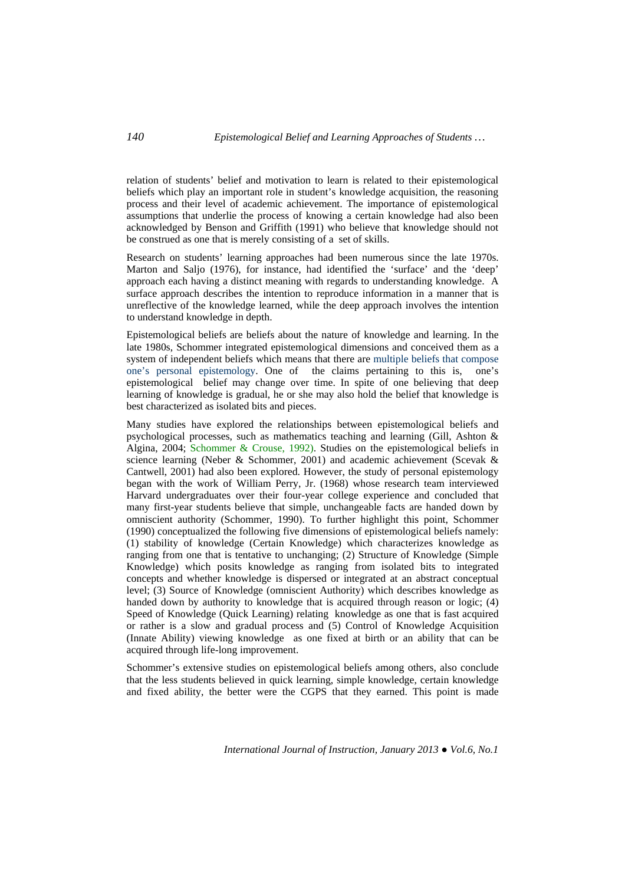relation of students' belief and motivation to learn is related to their epistemological beliefs which play an important role in student's knowledge acquisition, the reasoning process and their level of academic achievement. The importance of epistemological assumptions that underlie the process of knowing a certain knowledge had also been acknowledged by Benson and Griffith (1991) who believe that knowledge should not be construed as one that is merely consisting of a set of skills.

Research on students' learning approaches had been numerous since the late 1970s. Marton and Saljo (1976), for instance, had identified the 'surface' and the 'deep' approach each having a distinct meaning with regards to understanding knowledge. A surface approach describes the intention to reproduce information in a manner that is unreflective of the knowledge learned, while the deep approach involves the intention to understand knowledge in depth.

Epistemological beliefs are beliefs about the nature of knowledge and learning. In the late 1980s, Schommer integrated epistemological dimensions and conceived them as a system of independent beliefs which means that there are multiple beliefs that compose one's personal epistemology. One of the claims pertaining to this is, one's epistemological belief may change over time. In spite of one believing that deep learning of knowledge is gradual, he or she may also hold the belief that knowledge is best characterized as isolated bits and pieces.

Many studies have explored the relationships between epistemological beliefs and psychological processes, such as mathematics teaching and learning (Gill, Ashton & Algina, 2004; Schommer & Crouse, 1992). Studies on the epistemological beliefs in science learning (Neber & Schommer, 2001) and academic achievement (Scevak & Cantwell, 2001) had also been explored. However, the study of personal epistemology began with the work of William Perry, Jr. (1968) whose research team interviewed Harvard undergraduates over their four-year college experience and concluded that many first-year students believe that simple, unchangeable facts are handed down by omniscient authority (Schommer, 1990). To further highlight this point, Schommer (1990) conceptualized the following five dimensions of epistemological beliefs namely: (1) stability of knowledge (Certain Knowledge) which characterizes knowledge as ranging from one that is tentative to unchanging; (2) Structure of Knowledge (Simple Knowledge) which posits knowledge as ranging from isolated bits to integrated concepts and whether knowledge is dispersed or integrated at an abstract conceptual level; (3) Source of Knowledge (omniscient Authority) which describes knowledge as handed down by authority to knowledge that is acquired through reason or logic; (4) Speed of Knowledge (Quick Learning) relating knowledge as one that is fast acquired or rather is a slow and gradual process and (5) Control of Knowledge Acquisition (Innate Ability) viewing knowledge as one fixed at birth or an ability that can be acquired through life-long improvement.

Schommer's extensive studies on epistemological beliefs among others, also conclude that the less students believed in quick learning, simple knowledge, certain knowledge and fixed ability, the better were the CGPS that they earned. This point is made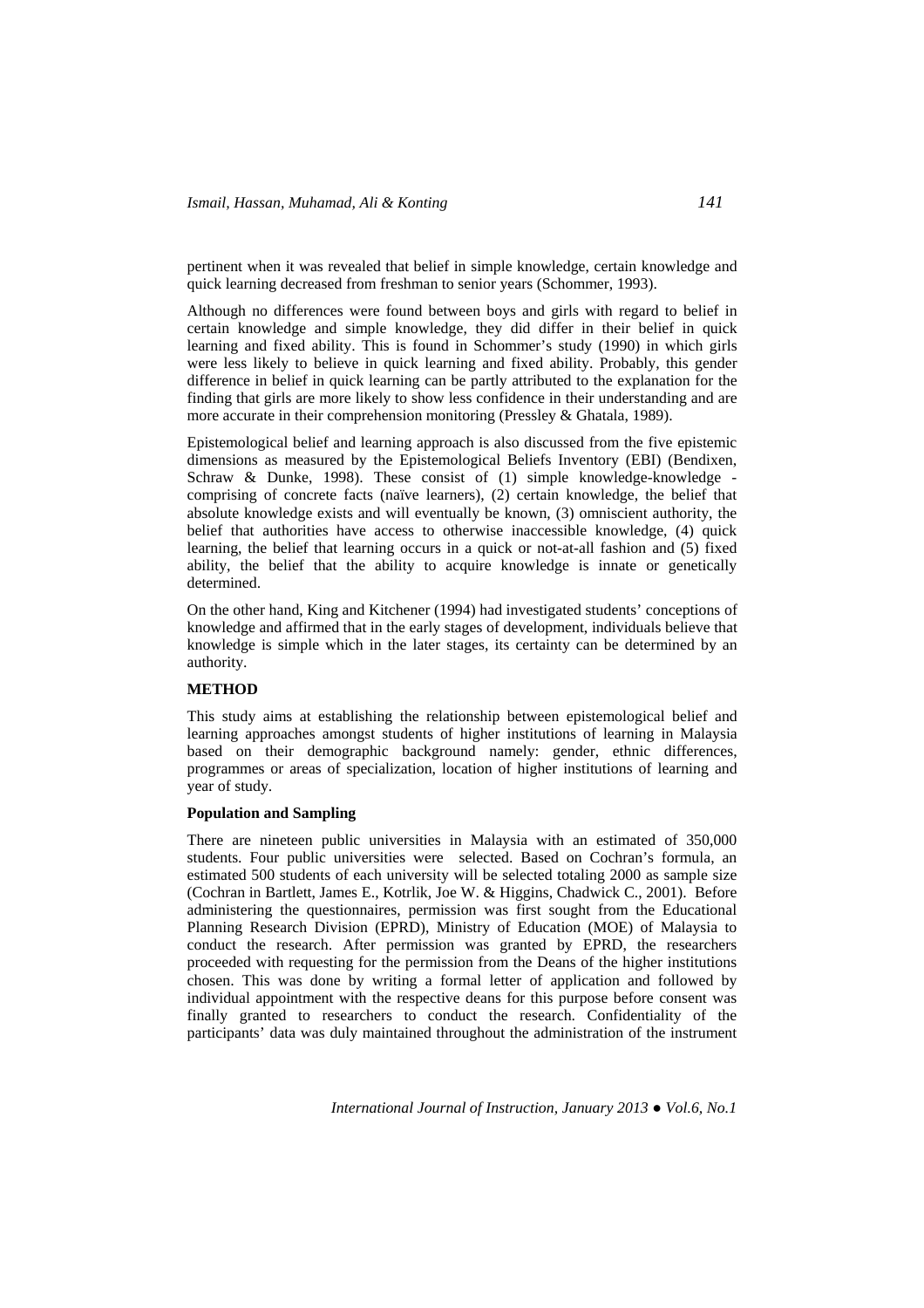pertinent when it was revealed that belief in simple knowledge, certain knowledge and quick learning decreased from freshman to senior years (Schommer, 1993).

Although no differences were found between boys and girls with regard to belief in certain knowledge and simple knowledge, they did differ in their belief in quick learning and fixed ability. This is found in Schommer's study (1990) in which girls were less likely to believe in quick learning and fixed ability. Probably, this gender difference in belief in quick learning can be partly attributed to the explanation for the finding that girls are more likely to show less confidence in their understanding and are more accurate in their comprehension monitoring (Pressley & Ghatala, 1989).

Epistemological belief and learning approach is also discussed from the five epistemic dimensions as measured by the Epistemological Beliefs Inventory (EBI) (Bendixen, Schraw & Dunke, 1998). These consist of (1) simple knowledge-knowledge - comprising of concrete facts (naïve learners), (2) certain knowledge, the belief that absolute knowledge exists and will eventually be known, (3) omniscient authority, the belief that authorities have access to otherwise inaccessible knowledge, (4) quick learning, the belief that learning occurs in a quick or not-at-all fashion and (5) fixed ability, the belief that the ability to acquire knowledge is innate or genetically determined.

On the other hand, King and Kitchener (1994) had investigated students' conceptions of knowledge and affirmed that in the early stages of development, individuals believe that knowledge is simple which in the later stages, its certainty can be determined by an authority.

## METHOD

This study aims at establishing the relationship between epistemological belief and learning approaches amongst students of higher institutions of learning in Malaysia based on their demographic background namely: gender, ethnic differences, programmes or areas of specialization, location of higher institutions of learning and year of study.

### Population and Sampling

There are nineteen public universities in Malaysia with an estimated of 350,000 students. Four public universities were selected. Based on Cochran's formula, an estimated 500 students of each university will be selected totaling 2000 as sample size (Cochran in Bartlett, James E., Kotrlik, Joe W. & Higgins, Chadwick C., 2001). Before administering the questionnaires, permission was first sought from the Educational Planning Research Division (EPRD), Ministry of Education (MOE) of Malaysia to conduct the research. After permission was granted by EPRD, the researchers proceeded with requesting for the permission from the Deans of the higher institutions chosen. This was done by writing a formal letter of application and followed by individual appointment with the respective deans for this purpose before consent was finally granted to researchers to conduct the research. Confidentiality of the participants' data was duly maintained throughout the administration of the instrument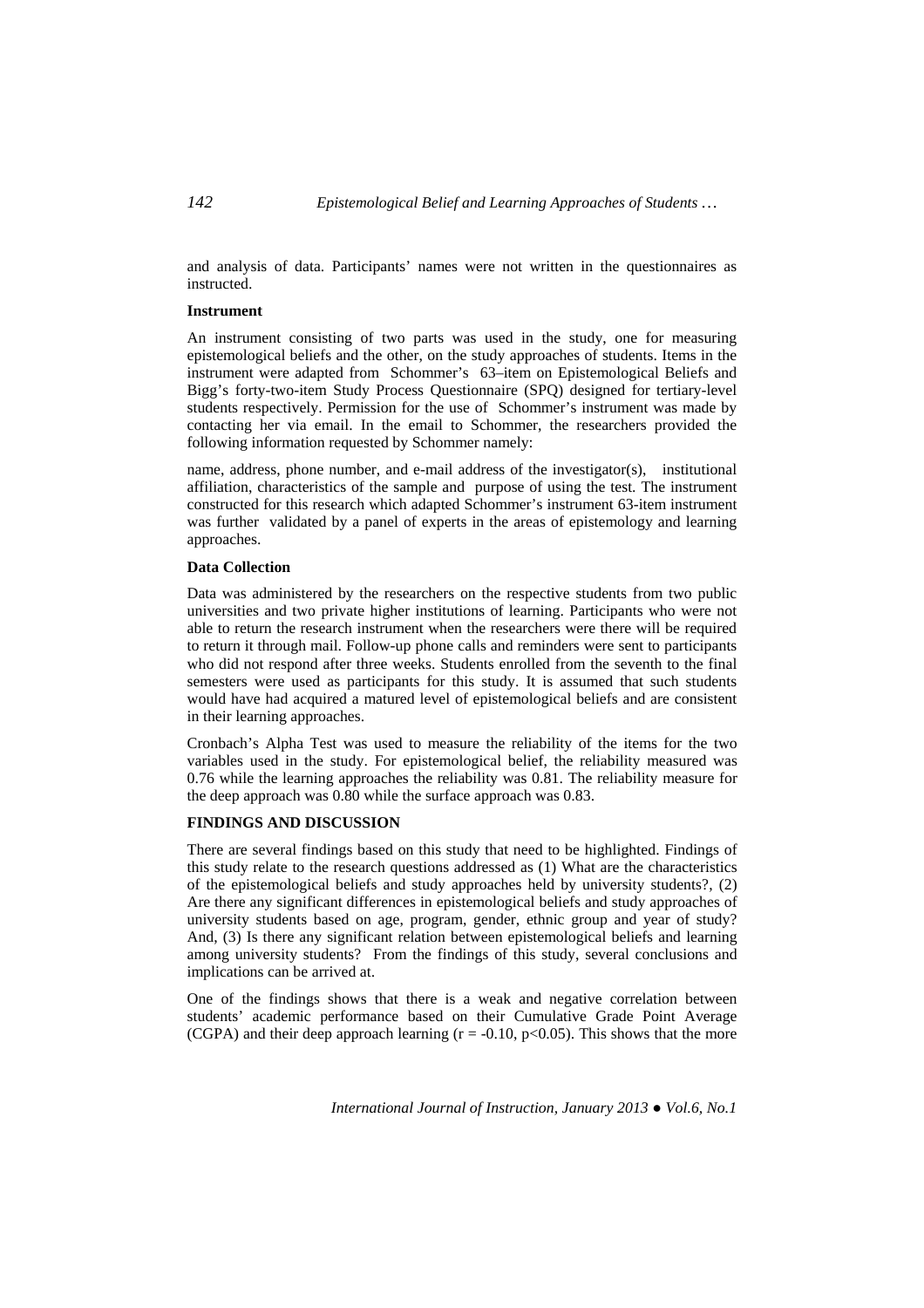and analysis of data. Participants' names were not written in the questionnaires as instructed.

**Instrument**

An instrument consisting of two parts was used in the study, one for measuring epistemological beliefs and the other, on the study approaches of students. Items in the instrument were adapted from Schommer's 63–item on Epistemological Beliefs and Bigg's forty-two-item Study Process Questionnaire (SPQ) designed for tertiary-level students respectively. Permission for the use of Schommer's instrument was made by contacting her via email. In the email to Schommer, the researchers provided the following information requested by Schommer namely:

name, address, phone number, and e-mail address of the investigator(s), institutional affiliation, characteristics of the sample and purpose of using the test. The instrument constructed for this research which adapted Schommer's instrument 63-item instrument was further validated by a panel of experts in the areas of epistemology and learning approaches.

**Data Collection**

Data was administered by the researchers on the respective students from two public universities and two private higher institutions of learning. Participants who were not able to return the research instrument when the researchers were there will be required to return it through mail. Follow-up phone calls and reminders were sent to participants who did not respond after three weeks. Students enrolled from the seventh to the final semesters were used as participants for this study. It is assumed that such students would have had acquired a matured level of epistemological beliefs and are consistent in their learning approaches.

Cronbach's Alpha Test was used to measure the reliability of the items for the two variables used in the study. For epistemological belief, the reliability measured was 0.76 while the learning approaches the reliability was 0.81. The reliability measure for the deep approach was 0.80 while the surface approach was 0.83.

## FINDINGS AND DISCUSSION

There are several findings based on this study that need to be highlighted. Findings of this study relate to the research questions addressed as (1) What are the characteristics of the epistemological beliefs and study approaches held by university students?, (2) Are there any significant differences in epistemological beliefs and study approaches of university students based on age, program, gender, ethnic group and year of study? And, (3) Is there any significant relation between epistemological beliefs and learning among university students? From the findings of this study, several conclusions and implications can be arrived at.

One of the findings shows that there is a weak and negative correlation between students' academic performance based on their Cumulative Grade Point Average (CGPA) and their deep approach learning ($r = -0.10$, $p<0.05$). This shows that the more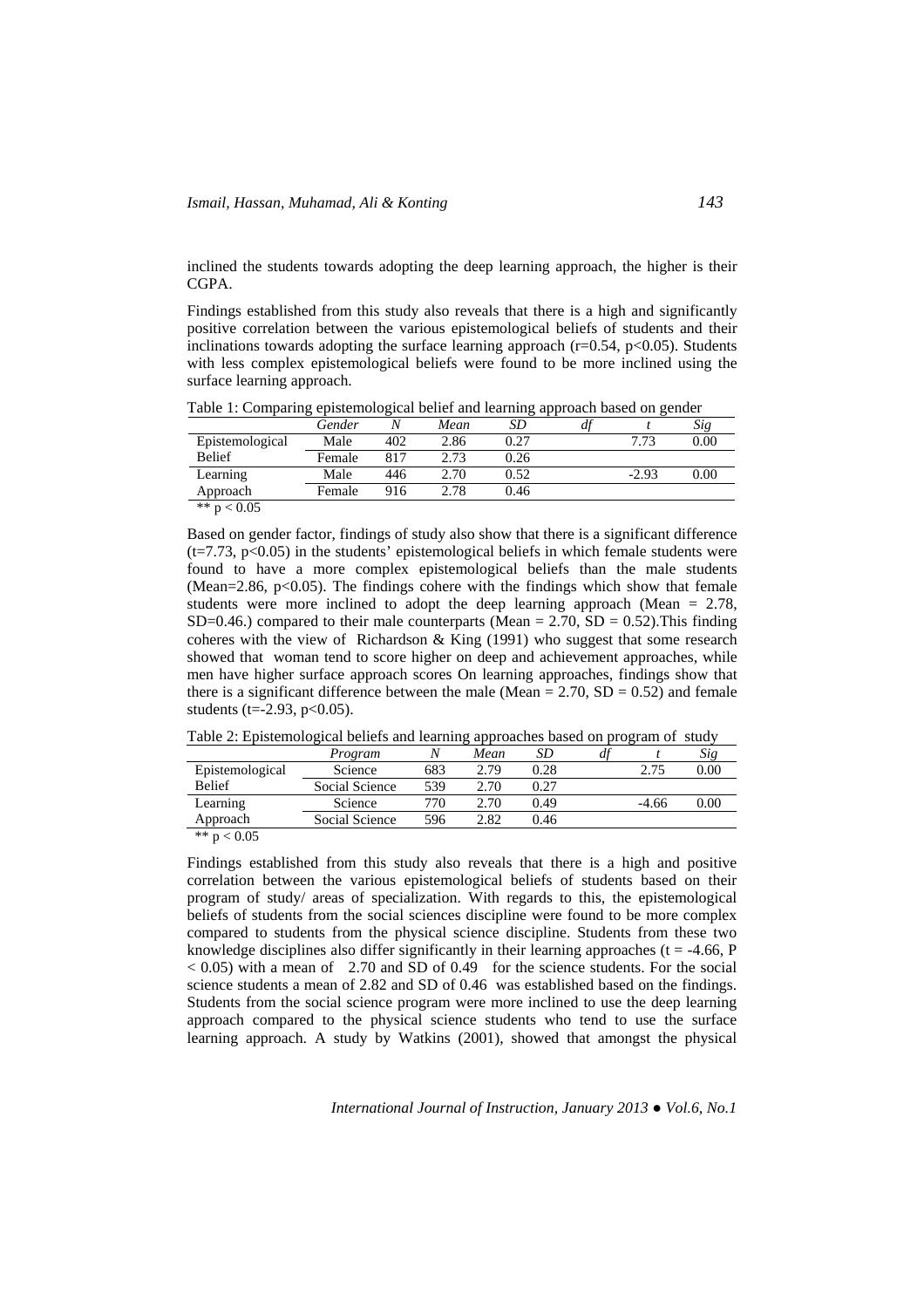inclined the students towards adopting the deep learning approach, the higher is their CGPA.

Findings established from this study also reveals that there is a high and significantly positive correlation between the various epistemological beliefs of students and their inclinations towards adopting the surface learning approach ($r=0.54$, $p<0.05$). Students with less complex epistemological beliefs were found to be more inclined using the surface learning approach.

Table 1: Comparing epistemological belief and learning approach based on gender

| | *Gender* | *N* | *Mean* | *SD* | *df* | *t* | *Sig* |
|---|---|---|---|---|---|---|---|
| Epistemological Belief | Male | 402 | 2.86 | 0.27 | | 7.73 | 0.00 |
| | Female | 817 | 2.73 | 0.26 | | | |
| Learning Approach | Male | 446 | 2.70 | 0.52 | | -2.93 | 0.00 |
| | Female | 916 | 2.78 | 0.46 | | | |

** $p < 0.05$

Based on gender factor, findings of study also show that there is a significant difference ($t=7.73$, $p<0.05$) in the students' epistemological beliefs in which female students were found to have a more complex epistemological beliefs than the male students (Mean=2.86, $p<0.05$). The findings cohere with the findings which show that female students were more inclined to adopt the deep learning approach (Mean = 2.78, SD=0.46.) compared to their male counterparts (Mean = 2.70, SD = 0.52).This finding coheres with the view of Richardson & King (1991) who suggest that some research showed that woman tend to score higher on deep and achievement approaches, while men have higher surface approach scores On learning approaches, findings show that there is a significant difference between the male (Mean = 2.70, SD = 0.52) and female students ($t=-2.93$, $p<0.05$).

Table 2: Epistemological beliefs and learning approaches based on program of study

| | *Program* | *N* | *Mean* | *SD* | *df* | *t* | *Sig* |
|---|---|---|---|---|---|---|---|
| Epistemological Belief | Science | 683 | 2.79 | 0.28 | | 2.75 | 0.00 |
| | Social Science | 539 | 2.70 | 0.27 | | | |
| Learning Approach | Science | 770 | 2.70 | 0.49 | | -4.66 | 0.00 |
| | Social Science | 596 | 2.82 | 0.46 | | | |

** $p < 0.05$

Findings established from this study also reveals that there is a high and positive correlation between the various epistemological beliefs of students based on their program of study/ areas of specialization. With regards to this, the epistemological beliefs of students from the social sciences discipline were found to be more complex compared to students from the physical science discipline. Students from these two knowledge disciplines also differ significantly in their learning approaches ($t = -4.66$, $P < 0.05$) with a mean of 2.70 and SD of 0.49 for the science students. For the social science students a mean of 2.82 and SD of 0.46 was established based on the findings. Students from the social science program were more inclined to use the deep learning approach compared to the physical science students who tend to use the surface learning approach. A study by Watkins (2001), showed that amongst the physical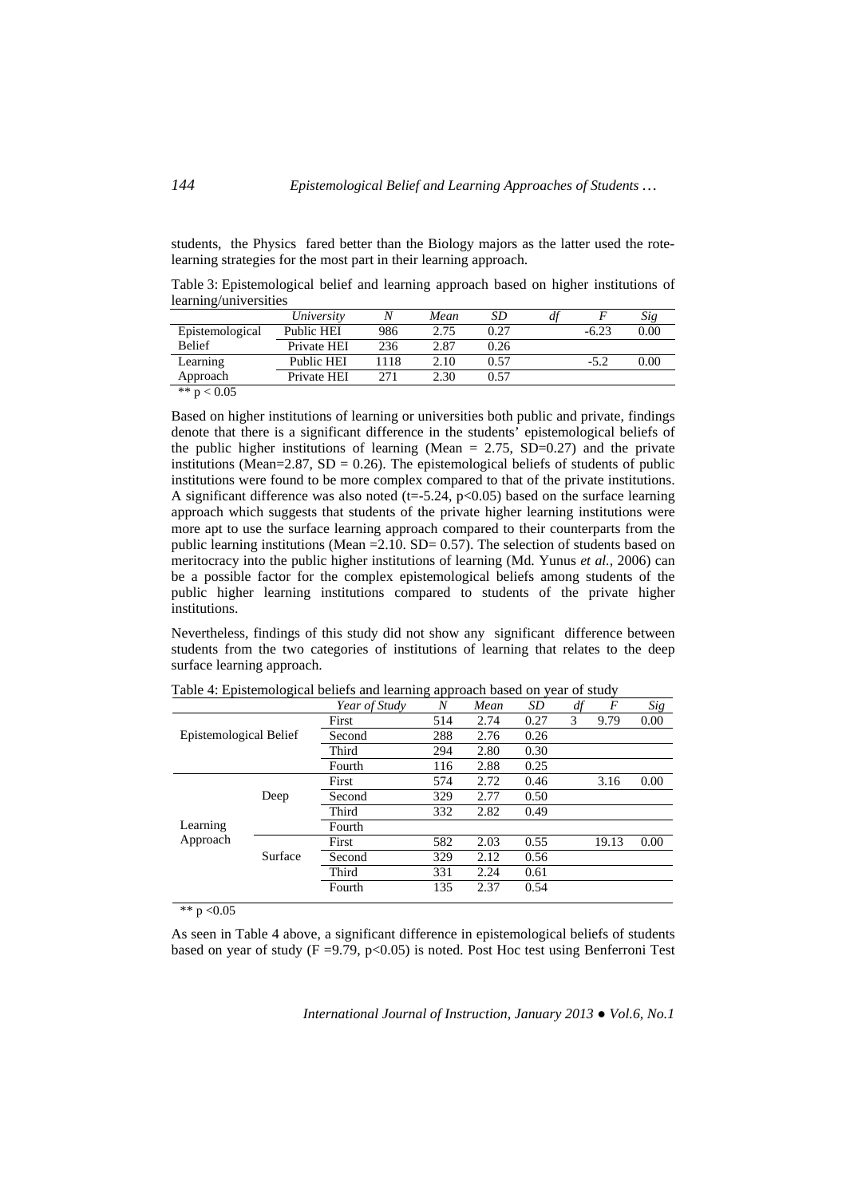students, the Physics fared better than the Biology majors as the latter used the rote-learning strategies for the most part in their learning approach.

Table 3: Epistemological belief and learning approach based on higher institutions of learning/universities

| | *University* | *N* | *Mean* | *SD* | *df* | *F* | *Sig* |
|---|---|---|---|---|---|---|---|
| Epistemological Belief | Public HEI | 986 | 2.75 | 0.27 | | -6.23 | 0.00 |
| | Private HEI | 236 | 2.87 | 0.26 | | | |
| Learning Approach | Public HEI | 1118 | 2.10 | 0.57 | | -5.2 | 0.00 |
| | Private HEI | 271 | 2.30 | 0.57 | | | |

** $p < 0.05$

Based on higher institutions of learning or universities both public and private, findings denote that there is a significant difference in the students' epistemological beliefs of the public higher institutions of learning (Mean = 2.75, SD=0.27) and the private institutions (Mean=2.87, SD = 0.26). The epistemological beliefs of students of public institutions were found to be more complex compared to that of the private institutions. A significant difference was also noted ($t=-5.24$, $p<0.05$) based on the surface learning approach which suggests that students of the private higher learning institutions were more apt to use the surface learning approach compared to their counterparts from the public learning institutions (Mean =2.10. SD= 0.57). The selection of students based on meritocracy into the public higher institutions of learning (Md. Yunus *et al.,* 2006) can be a possible factor for the complex epistemological beliefs among students of the public higher learning institutions compared to students of the private higher institutions.

Nevertheless, findings of this study did not show any significant difference between students from the two categories of institutions of learning that relates to the deep surface learning approach.

Table 4: Epistemological beliefs and learning approach based on year of study

| | | *Year of Study* | *N* | *Mean* | *SD* | *df* | *F* | *Sig* |
|---|---|---|---|---|---|---|---|---|
| Epistemological Belief | | First | 514 | 2.74 | 0.27 | 3 | 9.79 | 0.00 |
| | | Second | 288 | 2.76 | 0.26 | | | |
| | | Third | 294 | 2.80 | 0.30 | | | |
| | | Fourth | 116 | 2.88 | 0.25 | | | |
| Learning Approach | Deep | First | 574 | 2.72 | 0.46 | | 3.16 | 0.00 |
| | | Second | 329 | 2.77 | 0.50 | | | |
| | | Third | 332 | 2.82 | 0.49 | | | |
| | | Fourth | | | | | | |
| | Surface | First | 582 | 2.03 | 0.55 | | 19.13 | 0.00 |
| | | Second | 329 | 2.12 | 0.56 | | | |
| | | Third | 331 | 2.24 | 0.61 | | | |
| | | Fourth | 135 | 2.37 | 0.54 | | | |

** $p < 0.05$

As seen in Table 4 above, a significant difference in epistemological beliefs of students based on year of study ($F=9.79$, $p<0.05$) is noted. Post Hoc test using Benferroni Test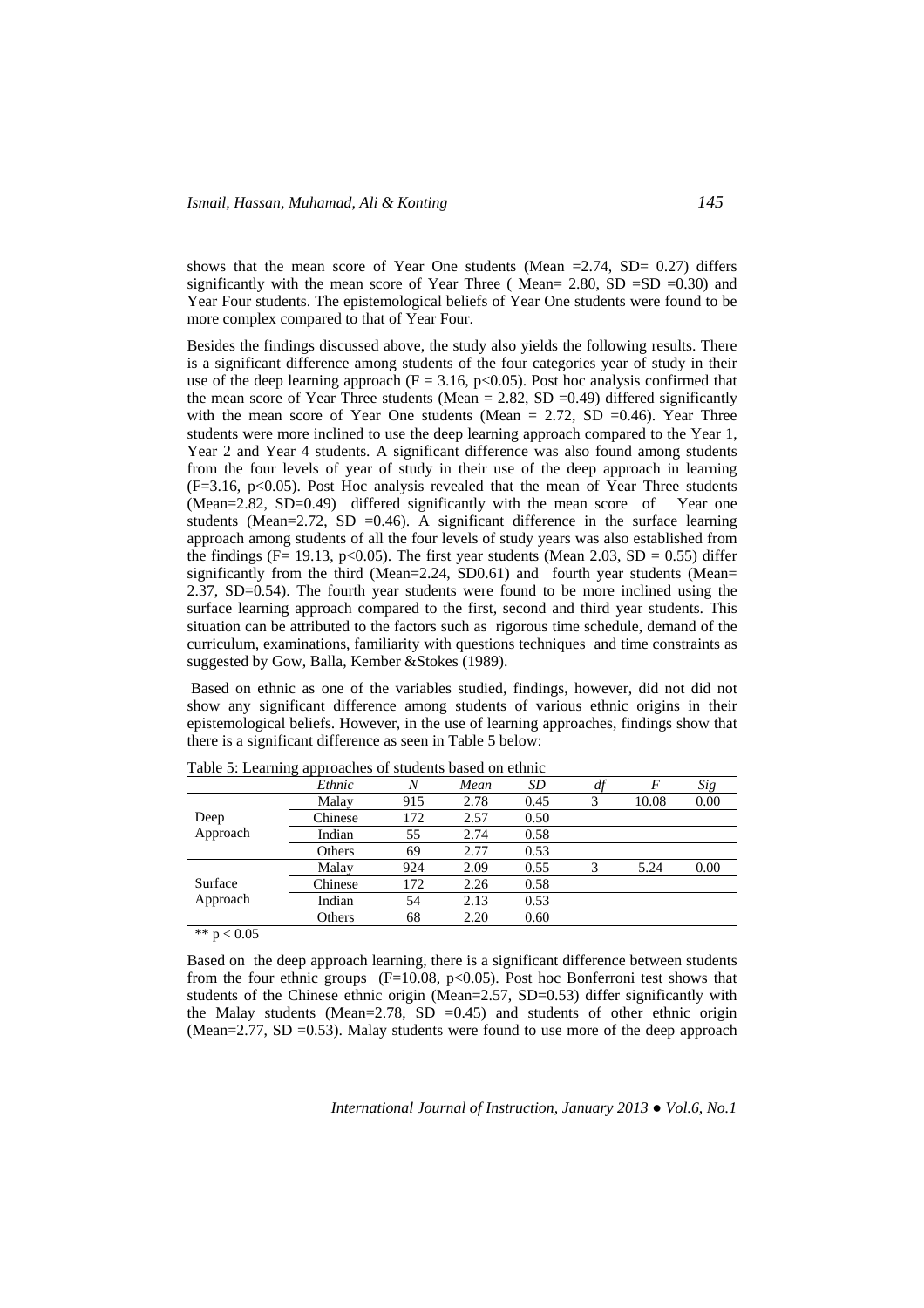shows that the mean score of Year One students (Mean =2.74, SD= 0.27) differs significantly with the mean score of Year Three ( Mean= 2.80, SD =SD =0.30) and Year Four students. The epistemological beliefs of Year One students were found to be more complex compared to that of Year Four.

Besides the findings discussed above, the study also yields the following results. There is a significant difference among students of the four categories year of study in their use of the deep learning approach ($F = 3.16$, $p<0.05$). Post hoc analysis confirmed that the mean score of Year Three students (Mean = 2.82, SD =0.49) differed significantly with the mean score of Year One students (Mean = 2.72, SD =0.46). Year Three students were more inclined to use the deep learning approach compared to the Year 1, Year 2 and Year 4 students. A significant difference was also found among students from the four levels of year of study in their use of the deep approach in learning ($F=3.16$, $p<0.05$). Post Hoc analysis revealed that the mean of Year Three students (Mean=2.82, SD=0.49) differed significantly with the mean score of Year one students (Mean=2.72, SD =0.46). A significant difference in the surface learning approach among students of all the four levels of study years was also established from the findings ($F= 19.13$, $p<0.05$). The first year students (Mean 2.03, SD = 0.55) differ significantly from the third (Mean=2.24, SD0.61) and fourth year students (Mean= 2.37, SD=0.54). The fourth year students were found to be more inclined using the surface learning approach compared to the first, second and third year students. This situation can be attributed to the factors such as rigorous time schedule, demand of the curriculum, examinations, familiarity with questions techniques and time constraints as suggested by Gow, Balla, Kember &Stokes (1989).

Based on ethnic as one of the variables studied, findings, however, did not did not show any significant difference among students of various ethnic origins in their epistemological beliefs. However, in the use of learning approaches, findings show that there is a significant difference as seen in Table 5 below:

Table 5: Learning approaches of students based on ethnic

| | *Ethnic* | *N* | *Mean* | *SD* | *df* | *F* | *Sig* |
|---|---|---|---|---|---|---|---|
| Deep Approach | Malay | 915 | 2.78 | 0.45 | 3 | 10.08 | 0.00 |
| | Chinese | 172 | 2.57 | 0.50 | | | |
| | Indian | 55 | 2.74 | 0.58 | | | |
| | Others | 69 | 2.77 | 0.53 | | | |
| Surface Approach | Malay | 924 | 2.09 | 0.55 | 3 | 5.24 | 0.00 |
| | Chinese | 172 | 2.26 | 0.58 | | | |
| | Indian | 54 | 2.13 | 0.53 | | | |
| | Others | 68 | 2.20 | 0.60 | | | |

** $p < 0.05$

Based on the deep approach learning, there is a significant difference between students from the four ethnic groups ($F=10.08$, $p<0.05$). Post hoc Bonferroni test shows that students of the Chinese ethnic origin (Mean=2.57, SD=0.53) differ significantly with the Malay students (Mean=2.78, SD =0.45) and students of other ethnic origin (Mean=2.77, SD =0.53). Malay students were found to use more of the deep approach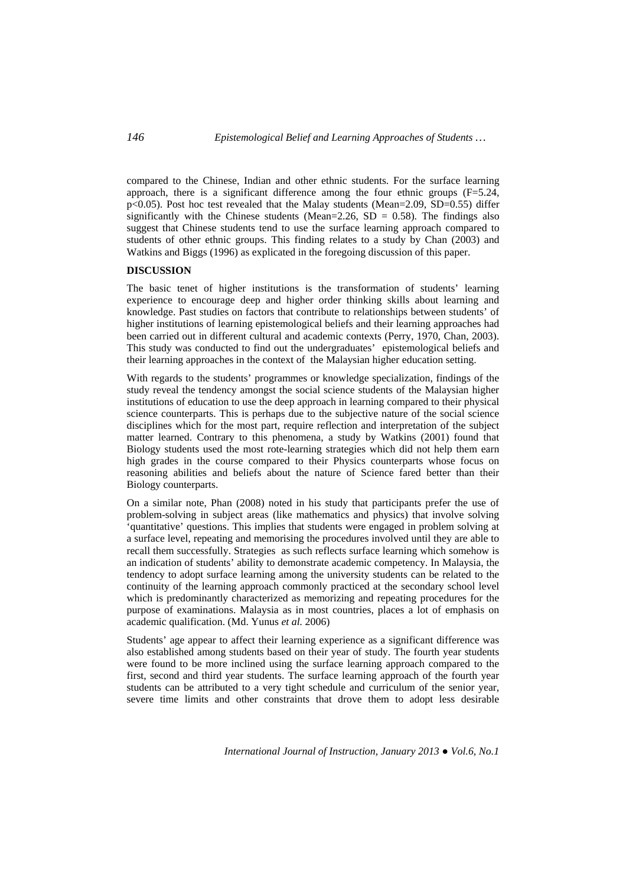compared to the Chinese, Indian and other ethnic students. For the surface learning approach, there is a significant difference among the four ethnic groups ($F=5.24$, $p<0.05$). Post hoc test revealed that the Malay students ($Mean=2.09$, $SD=0.55$) differ significantly with the Chinese students ($Mean=2.26$, $SD = 0.58$). The findings also suggest that Chinese students tend to use the surface learning approach compared to students of other ethnic groups. This finding relates to a study by Chan (2003) and Watkins and Biggs (1996) as explicated in the foregoing discussion of this paper.

## DISCUSSION

The basic tenet of higher institutions is the transformation of students' learning experience to encourage deep and higher order thinking skills about learning and knowledge. Past studies on factors that contribute to relationships between students' of higher institutions of learning epistemological beliefs and their learning approaches had been carried out in different cultural and academic contexts (Perry, 1970, Chan, 2003). This study was conducted to find out the undergraduates' epistemological beliefs and their learning approaches in the context of the Malaysian higher education setting.

With regards to the students' programmes or knowledge specialization, findings of the study reveal the tendency amongst the social science students of the Malaysian higher institutions of education to use the deep approach in learning compared to their physical science counterparts. This is perhaps due to the subjective nature of the social science disciplines which for the most part, require reflection and interpretation of the subject matter learned. Contrary to this phenomena, a study by Watkins (2001) found that Biology students used the most rote-learning strategies which did not help them earn high grades in the course compared to their Physics counterparts whose focus on reasoning abilities and beliefs about the nature of Science fared better than their Biology counterparts.

On a similar note, Phan (2008) noted in his study that participants prefer the use of problem-solving in subject areas (like mathematics and physics) that involve solving 'quantitative' questions. This implies that students were engaged in problem solving at a surface level, repeating and memorising the procedures involved until they are able to recall them successfully. Strategies as such reflects surface learning which somehow is an indication of students' ability to demonstrate academic competency. In Malaysia, the tendency to adopt surface learning among the university students can be related to the continuity of the learning approach commonly practiced at the secondary school level which is predominantly characterized as memorizing and repeating procedures for the purpose of examinations. Malaysia as in most countries, places a lot of emphasis on academic qualification. (Md. Yunus *et al.* 2006)

Students' age appear to affect their learning experience as a significant difference was also established among students based on their year of study. The fourth year students were found to be more inclined using the surface learning approach compared to the first, second and third year students. The surface learning approach of the fourth year students can be attributed to a very tight schedule and curriculum of the senior year, severe time limits and other constraints that drove them to adopt less desirable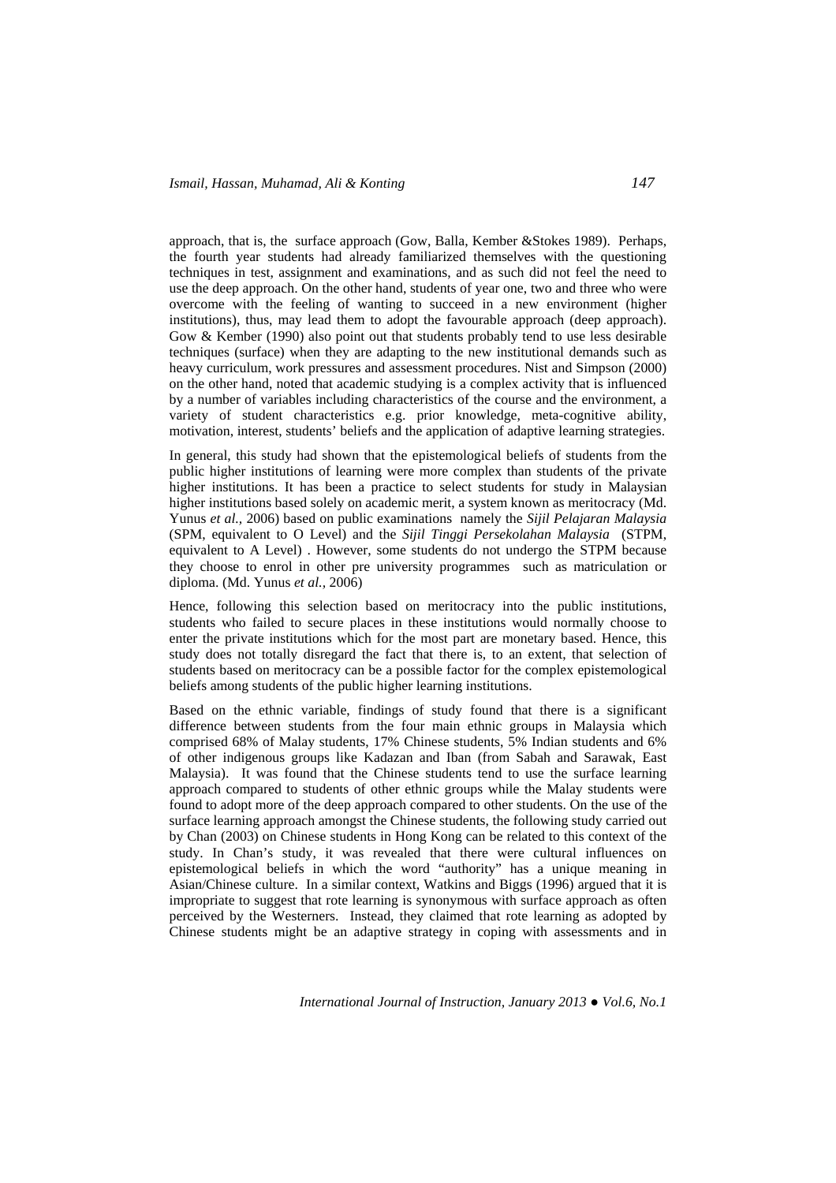approach, that is, the surface approach (Gow, Balla, Kember &Stokes 1989). Perhaps, the fourth year students had already familiarized themselves with the questioning techniques in test, assignment and examinations, and as such did not feel the need to use the deep approach. On the other hand, students of year one, two and three who were overcome with the feeling of wanting to succeed in a new environment (higher institutions), thus, may lead them to adopt the favourable approach (deep approach). Gow & Kember (1990) also point out that students probably tend to use less desirable techniques (surface) when they are adapting to the new institutional demands such as heavy curriculum, work pressures and assessment procedures. Nist and Simpson (2000) on the other hand, noted that academic studying is a complex activity that is influenced by a number of variables including characteristics of the course and the environment, a variety of student characteristics e.g. prior knowledge, meta-cognitive ability, motivation, interest, students' beliefs and the application of adaptive learning strategies.

In general, this study had shown that the epistemological beliefs of students from the public higher institutions of learning were more complex than students of the private higher institutions. It has been a practice to select students for study in Malaysian higher institutions based solely on academic merit, a system known as meritocracy (Md. Yunus *et al.,* 2006) based on public examinations namely the *Sijil Pelajaran Malaysia* (SPM, equivalent to O Level) and the *Sijil Tinggi Persekolahan Malaysia* (STPM, equivalent to A Level) . However, some students do not undergo the STPM because they choose to enrol in other pre university programmes such as matriculation or diploma. (Md. Yunus *et al.,* 2006)

Hence, following this selection based on meritocracy into the public institutions, students who failed to secure places in these institutions would normally choose to enter the private institutions which for the most part are monetary based. Hence, this study does not totally disregard the fact that there is, to an extent, that selection of students based on meritocracy can be a possible factor for the complex epistemological beliefs among students of the public higher learning institutions.

Based on the ethnic variable, findings of study found that there is a significant difference between students from the four main ethnic groups in Malaysia which comprised 68% of Malay students, 17% Chinese students, 5% Indian students and 6% of other indigenous groups like Kadazan and Iban (from Sabah and Sarawak, East Malaysia). It was found that the Chinese students tend to use the surface learning approach compared to students of other ethnic groups while the Malay students were found to adopt more of the deep approach compared to other students. On the use of the surface learning approach amongst the Chinese students, the following study carried out by Chan (2003) on Chinese students in Hong Kong can be related to this context of the study. In Chan's study, it was revealed that there were cultural influences on epistemological beliefs in which the word "authority" has a unique meaning in Asian/Chinese culture. In a similar context, Watkins and Biggs (1996) argued that it is impropriate to suggest that rote learning is synonymous with surface approach as often perceived by the Westerners. Instead, they claimed that rote learning as adopted by Chinese students might be an adaptive strategy in coping with assessments and in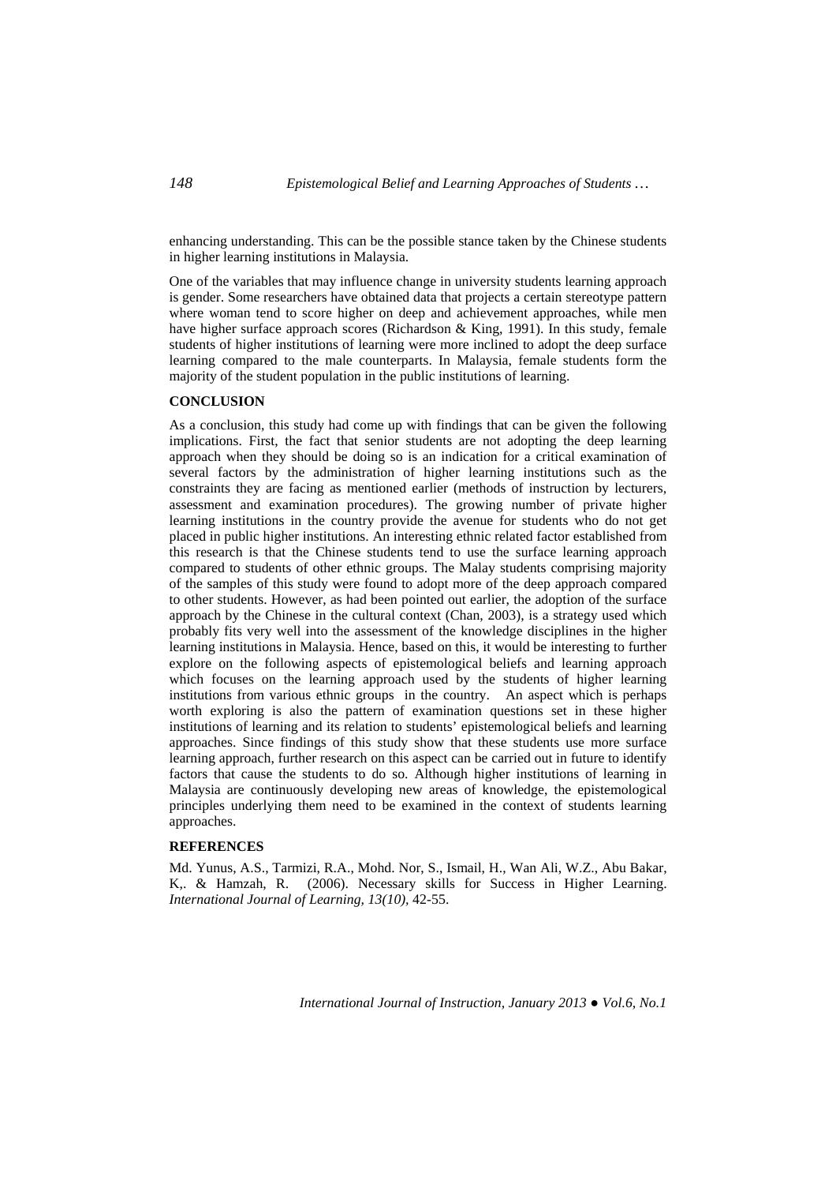enhancing understanding. This can be the possible stance taken by the Chinese students in higher learning institutions in Malaysia.

One of the variables that may influence change in university students learning approach is gender. Some researchers have obtained data that projects a certain stereotype pattern where woman tend to score higher on deep and achievement approaches, while men have higher surface approach scores (Richardson & King, 1991). In this study, female students of higher institutions of learning were more inclined to adopt the deep surface learning compared to the male counterparts. In Malaysia, female students form the majority of the student population in the public institutions of learning.

## CONCLUSION

As a conclusion, this study had come up with findings that can be given the following implications. First, the fact that senior students are not adopting the deep learning approach when they should be doing so is an indication for a critical examination of several factors by the administration of higher learning institutions such as the constraints they are facing as mentioned earlier (methods of instruction by lecturers, assessment and examination procedures). The growing number of private higher learning institutions in the country provide the avenue for students who do not get placed in public higher institutions. An interesting ethnic related factor established from this research is that the Chinese students tend to use the surface learning approach compared to students of other ethnic groups. The Malay students comprising majority of the samples of this study were found to adopt more of the deep approach compared to other students. However, as had been pointed out earlier, the adoption of the surface approach by the Chinese in the cultural context (Chan, 2003), is a strategy used which probably fits very well into the assessment of the knowledge disciplines in the higher learning institutions in Malaysia. Hence, based on this, it would be interesting to further explore on the following aspects of epistemological beliefs and learning approach which focuses on the learning approach used by the students of higher learning institutions from various ethnic groups in the country. An aspect which is perhaps worth exploring is also the pattern of examination questions set in these higher institutions of learning and its relation to students' epistemological beliefs and learning approaches. Since findings of this study show that these students use more surface learning approach, further research on this aspect can be carried out in future to identify factors that cause the students to do so. Although higher institutions of learning in Malaysia are continuously developing new areas of knowledge, the epistemological principles underlying them need to be examined in the context of students learning approaches.

## REFERENCES

Md. Yunus, A.S., Tarmizi, R.A., Mohd. Nor, S., Ismail, H., Wan Ali, W.Z., Abu Bakar, K,. & Hamzah, R. (2006). Necessary skills for Success in Higher Learning. *International Journal of Learning, 13(10),* 42-55.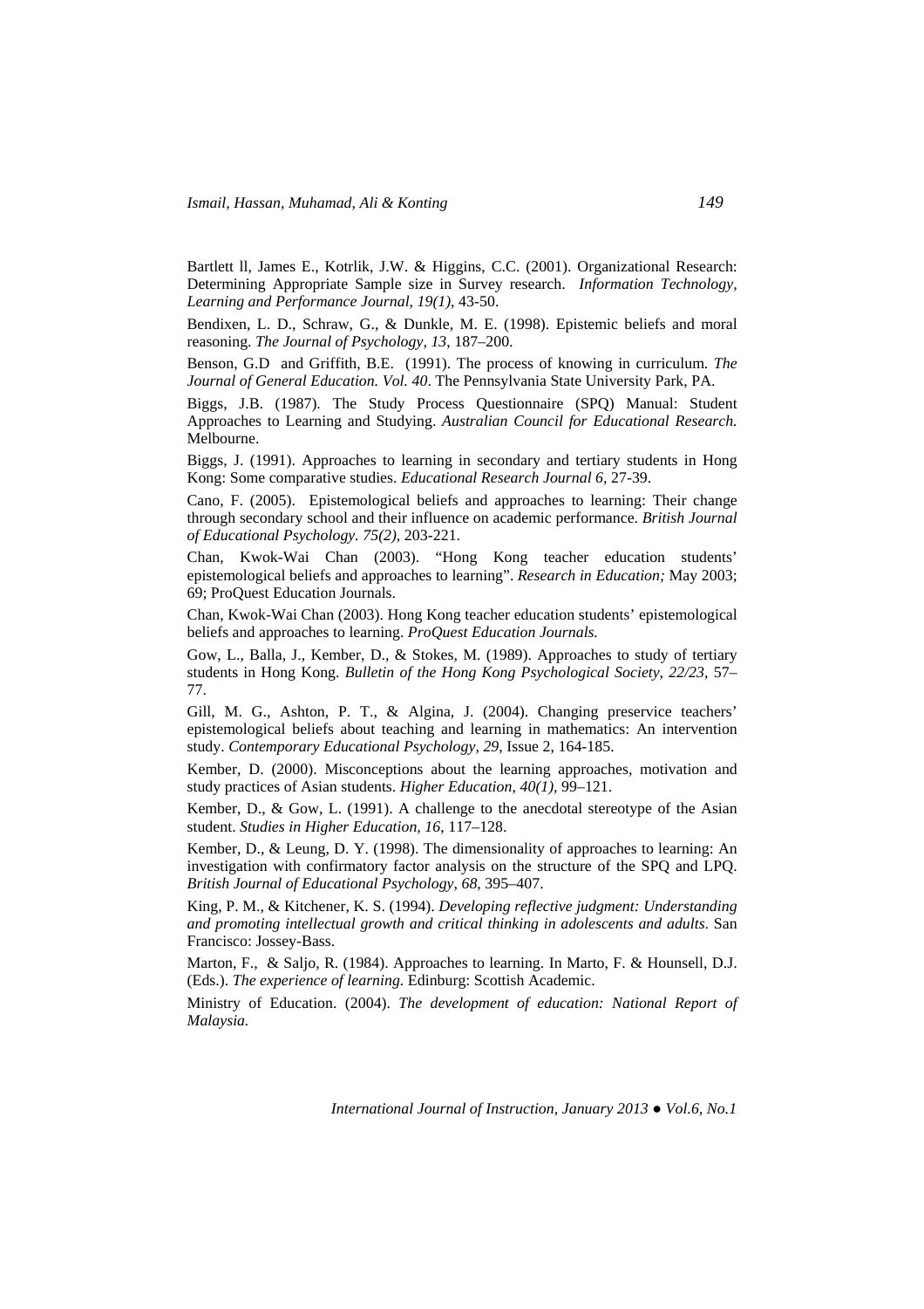Bartlett ll, James E., Kotrlik, J.W. & Higgins, C.C. (2001). Organizational Research: Determining Appropriate Sample size in Survey research. *Information Technology, Learning and Performance Journal*, *19(1)*, 43-50.

Bendixen, L. D., Schraw, G., & Dunkle, M. E. (1998). Epistemic beliefs and moral reasoning. *The Journal of Psychology, 13*, 187–200.

Benson, G.D and Griffith, B.E. (1991). The process of knowing in curriculum. *The Journal of General Education. Vol. 40*. The Pennsylvania State University Park, PA.

Biggs, J.B. (1987). The Study Process Questionnaire (SPQ) Manual: Student Approaches to Learning and Studying. *Australian Council for Educational Research.* Melbourne.

Biggs, J. (1991). Approaches to learning in secondary and tertiary students in Hong Kong: Some comparative studies. *Educational Research Journal 6,* 27-39.

Cano, F. (2005). Epistemological beliefs and approaches to learning: Their change through secondary school and their influence on academic performance. *British Journal of Educational Psychology. 75(2),* 203-221.

Chan, Kwok-Wai Chan (2003). "Hong Kong teacher education students' epistemological beliefs and approaches to learning". *Research in Education;* May 2003; 69; ProQuest Education Journals.

Chan, Kwok-Wai Chan (2003). Hong Kong teacher education students' epistemological beliefs and approaches to learning. *ProQuest Education Journals.*

Gow, L., Balla, J., Kember, D., & Stokes, M. (1989). Approaches to study of tertiary students in Hong Kong. *Bulletin of the Hong Kong Psychological Society, 22/23*, 57–77.

Gill, M. G., Ashton, P. T., & Algina, J. (2004). Changing preservice teachers' epistemological beliefs about teaching and learning in mathematics: An intervention study. *Contemporary Educational Psychology, 29*, Issue 2, 164-185.

Kember, D. (2000). Misconceptions about the learning approaches, motivation and study practices of Asian students. *Higher Education, 40(1)*, 99–121.

Kember, D., & Gow, L. (1991). A challenge to the anecdotal stereotype of the Asian student. *Studies in Higher Education, 16*, 117–128.

Kember, D., & Leung, D. Y. (1998). The dimensionality of approaches to learning: An investigation with confirmatory factor analysis on the structure of the SPQ and LPQ. *British Journal of Educational Psychology*, *68*, 395–407.

King, P. M., & Kitchener, K. S. (1994). *Developing reflective judgment: Understanding and promoting intellectual growth and critical thinking in adolescents and adults.* San Francisco: Jossey-Bass.

Marton, F., & Saljo, R. (1984). Approaches to learning. In Marto, F. & Hounsell, D.J. (Eds.). *The experience of learning.* Edinburg: Scottish Academic.

Ministry of Education. (2004). *The development of education: National Report of Malaysia.*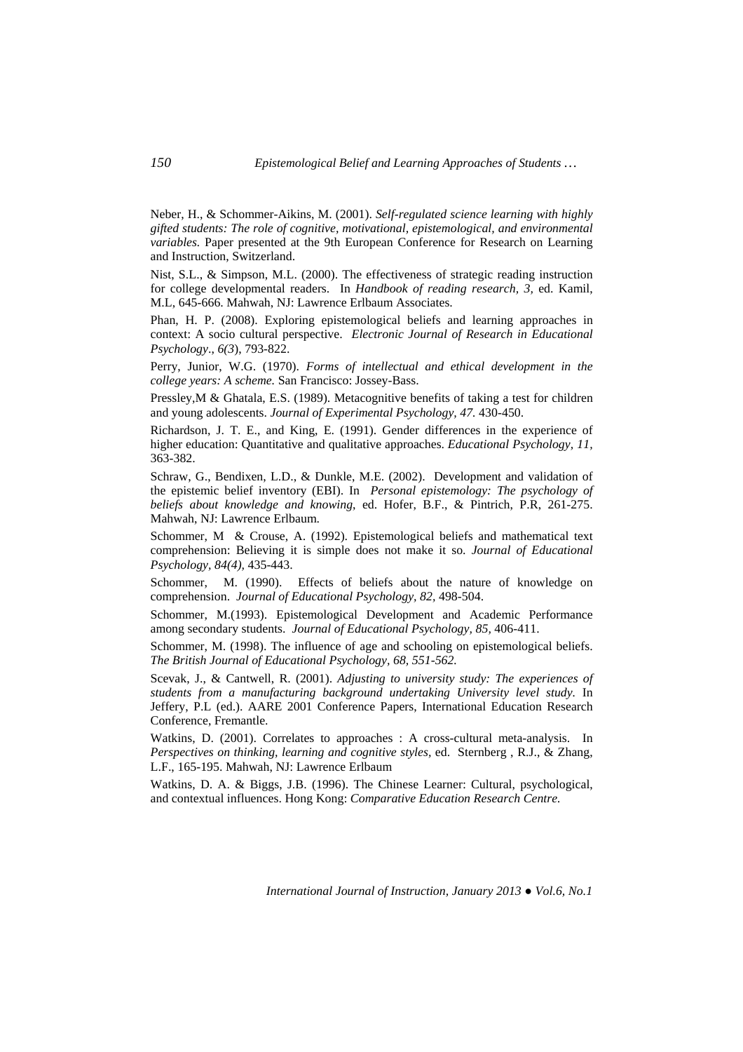Neber, H., & Schommer-Aikins, M. (2001). *Self-regulated science learning with highly gifted students: The role of cognitive, motivational, epistemological, and environmental variables.* Paper presented at the 9th European Conference for Research on Learning and Instruction, Switzerland.

Nist, S.L., & Simpson, M.L. (2000). The effectiveness of strategic reading instruction for college developmental readers. In *Handbook of reading research, 3,* ed. Kamil, M.L, 645-666. Mahwah, NJ: Lawrence Erlbaum Associates.

Phan, H. P. (2008). Exploring epistemological beliefs and learning approaches in context: A socio cultural perspective. *Electronic Journal of Research in Educational Psychology*., *6(3*), 793-822.

Perry, Junior, W.G. (1970). *Forms of intellectual and ethical development in the college years: A scheme.* San Francisco: Jossey-Bass.

Pressley,M & Ghatala, E.S. (1989). Metacognitive benefits of taking a test for children and young adolescents. *Journal of Experimental Psychology, 47.* 430-450.

Richardson, J. T. E., and King, E. (1991). Gender differences in the experience of higher education: Quantitative and qualitative approaches. *Educational Psychology, 11,* 363-382.

Schraw, G., Bendixen, L.D., & Dunkle, M.E. (2002). Development and validation of the epistemic belief inventory (EBI). In *Personal epistemology: The psychology of beliefs about knowledge and knowing,* ed. Hofer, B.F., & Pintrich, P.R, 261-275. Mahwah, NJ: Lawrence Erlbaum.

Schommer, M & Crouse, A. (1992). Epistemological beliefs and mathematical text comprehension: Believing it is simple does not make it so. *Journal of Educational Psychology, 84(4),* 435-443.

Schommer, M. (1990). Effects of beliefs about the nature of knowledge on comprehension. *Journal of Educational Psychology, 82,* 498-504.

Schommer, M.(1993). Epistemological Development and Academic Performance among secondary students. *Journal of Educational Psychology, 85,* 406-411.

Schommer, M. (1998). The influence of age and schooling on epistemological beliefs. *The British Journal of Educational Psychology, 68, 551-562.*

Scevak, J., & Cantwell, R. (2001). *Adjusting to university study: The experiences of students from a manufacturing background undertaking University level study.* In Jeffery, P.L (ed.). AARE 2001 Conference Papers, International Education Research Conference, Fremantle.

Watkins, D. (2001). Correlates to approaches : A cross-cultural meta-analysis. In *Perspectives on thinking, learning and cognitive styles,* ed. Sternberg , R.J., & Zhang, L.F., 165-195. Mahwah, NJ: Lawrence Erlbaum

Watkins, D. A. & Biggs, J.B. (1996). The Chinese Learner: Cultural, psychological, and contextual influences. Hong Kong: *Comparative Education Research Centre.*